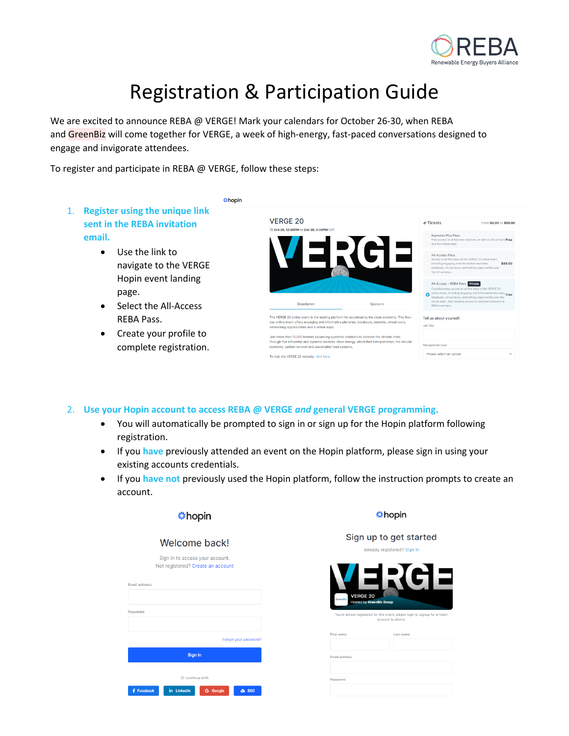# Registration & Participation Guide

We are excited to announce REBA @ VERGE! Mark your calendars for October 26-30, when REBA and GreenBiz will come together for VERGE, a week of high-energy, fast-paced conversations designed to engage and invigorate attendees.

To register and participate in REBA @ VERGE, follow these steps:

1. **Register using the unique link sent in the REBA invitation email.**
   - Use the link to navigate to the VERGE Hopin event landing page.
   - Select the All-Access REBA Pass.
   - Create your profile to complete registration.

2. **Use your Hopin account to access REBA @ VERGE *and* general VERGE programming.**
   - You will automatically be prompted to sign in or sign up for the Hopin platform following registration.
   - If you **have** previously attended an event on the Hopin platform, please sign in using your existing accounts credentials.
   - If you **have not** previously used the Hopin platform, follow the instruction prompts to create an account.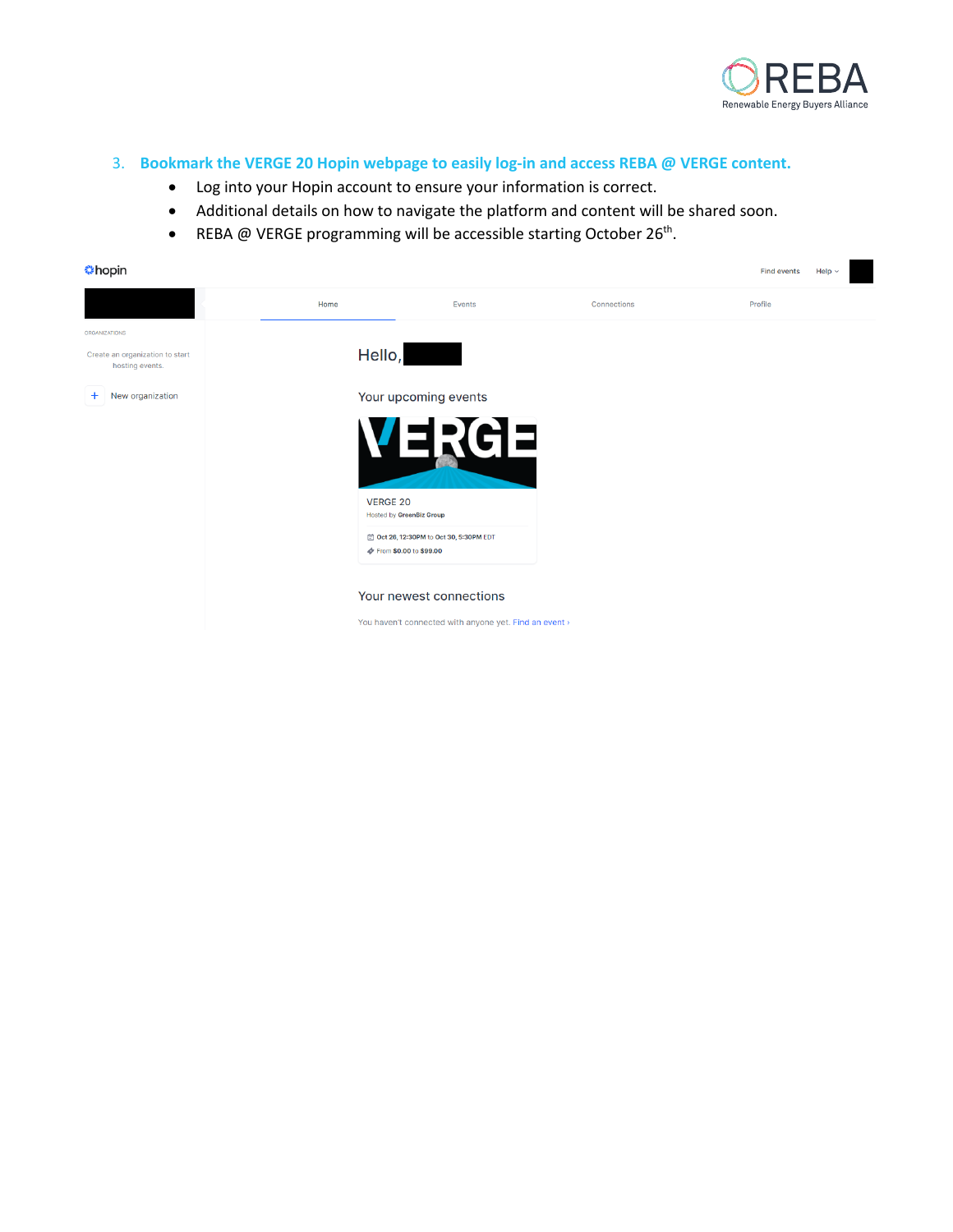3. **Bookmark the VERGE 20 Hopin webpage to easily log-in and access REBA @ VERGE content.**
   - Log into your Hopin account to ensure your information is correct.
   - Additional details on how to navigate the platform and content will be shared soon.
   - REBA @ VERGE programming will be accessible starting October 26th.

hopin

Find events Help

Home Events Connections Profile

ORGANIZATIONS

Create an organization to start hosting events.

New organization

Hello,

Your upcoming events

VERGE

VERGE 20

Hosted by GreenBiz Group

Oct 26, 12:30PM to Oct 30, 5:30PM EDT

From $0.00 to $99.00

Your newest connections

You haven't connected with anyone yet. Find an event ›